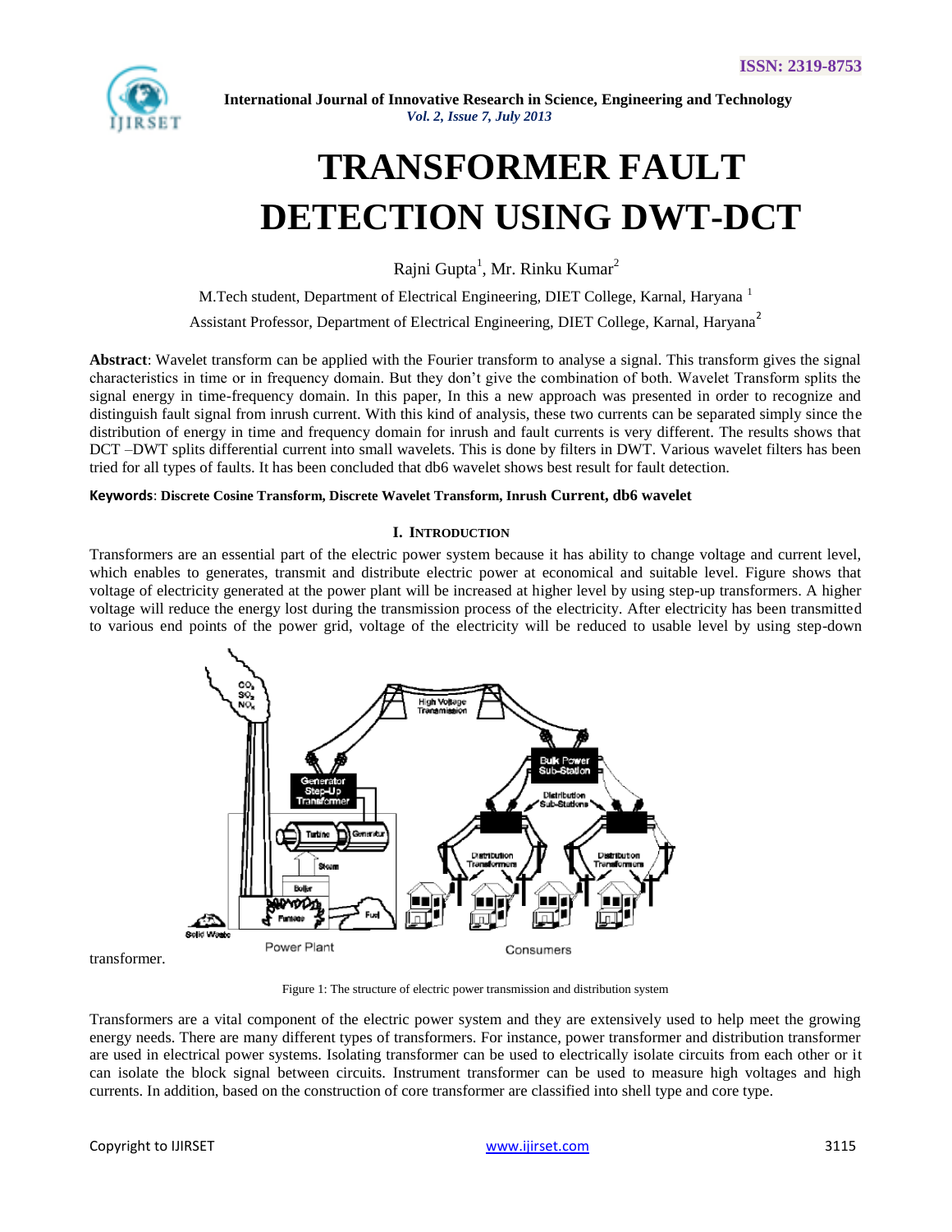# TRANSFORMER FAULT DETECTION USING DWT-DCT

Rajni Gupta[1], Mr. Rinku Kumar[2]

M.Tech student, Department of Electrical Engineering, DIET College, Karnal, Haryana [1]

Assistant Professor, Department of Electrical Engineering, DIET College, Karnal, Haryana[2]

**Abstract**: Wavelet transform can be applied with the Fourier transform to analyse a signal. This transform gives the signal characteristics in time or in frequency domain. But they don't give the combination of both. Wavelet Transform splits the signal energy in time-frequency domain. In this paper, In this a new approach was presented in order to recognize and distinguish fault signal from inrush current. With this kind of analysis, these two currents can be separated simply since the distribution of energy in time and frequency domain for inrush and fault currents is very different. The results shows that DCT –DWT splits differential current into small wavelets. This is done by filters in DWT. Various wavelet filters has been tried for all types of faults. It has been concluded that db6 wavelet shows best result for fault detection.

**Keywords**: **Discrete Cosine Transform, Discrete Wavelet Transform, Inrush Current, db6 wavelet**

## I. Introduction

Transformers are an essential part of the electric power system because it has ability to change voltage and current level, which enables to generates, transmit and distribute electric power at economical and suitable level. Figure shows that voltage of electricity generated at the power plant will be increased at higher level by using step-up transformers. A higher voltage will reduce the energy lost during the transmission process of the electricity. After electricity has been transmitted to various end points of the power grid, voltage of the electricity will be reduced to usable level by using step-down transformer.

Figure 1: The structure of electric power transmission and distribution system

Transformers are a vital component of the electric power system and they are extensively used to help meet the growing energy needs. There are many different types of transformers. For instance, power transformer and distribution transformer are used in electrical power systems. Isolating transformer can be used to electrically isolate circuits from each other or it can isolate the block signal between circuits. Instrument transformer can be used to measure high voltages and high currents. In addition, based on the construction of core transformer are classified into shell type and core type.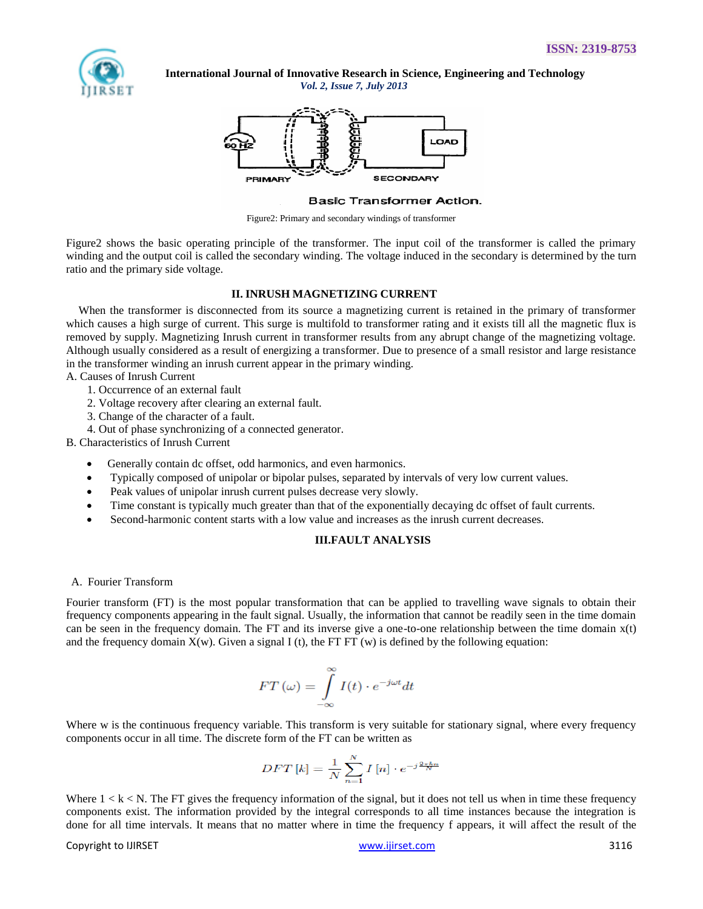Figure2: Primary and secondary windings of transformer

Figure2 shows the basic operating principle of the transformer. The input coil of the transformer is called the primary winding and the output coil is called the secondary winding. The voltage induced in the secondary is determined by the turn ratio and the primary side voltage.

## II. INRUSH MAGNETIZING CURRENT

When the transformer is disconnected from its source a magnetizing current is retained in the primary of transformer which causes a high surge of current. This surge is multifold to transformer rating and it exists till all the magnetic flux is removed by supply. Magnetizing Inrush current in transformer results from any abrupt change of the magnetizing voltage. Although usually considered as a result of energizing a transformer. Due to presence of a small resistor and large resistance in the transformer winding an inrush current appear in the primary winding.

A. Causes of Inrush Current

1. Occurrence of an external fault
2. Voltage recovery after clearing an external fault.
3. Change of the character of a fault.
4. Out of phase synchronizing of a connected generator.

B. Characteristics of Inrush Current

- Generally contain dc offset, odd harmonics, and even harmonics.
- Typically composed of unipolar or bipolar pulses, separated by intervals of very low current values.
- Peak values of unipolar inrush current pulses decrease very slowly.
- Time constant is typically much greater than that of the exponentially decaying dc offset of fault currents.
- Second-harmonic content starts with a low value and increases as the inrush current decreases.

## III.FAULT ANALYSIS

A. Fourier Transform

Fourier transform (FT) is the most popular transformation that can be applied to travelling wave signals to obtain their frequency components appearing in the fault signal. Usually, the information that cannot be readily seen in the time domain can be seen in the frequency domain. The FT and its inverse give a one-to-one relationship between the time domain x(t) and the frequency domain X(w). Given a signal I (t), the FT FT (w) is defined by the following equation:

$$FT(\omega) = \int_{-\infty}^{\infty} I(t) \cdot e^{-j\omega t} dt$$

Where w is the continuous frequency variable. This transform is very suitable for stationary signal, where every frequency components occur in all time. The discrete form of the FT can be written as

$$DFT[k] = \frac{1}{N} \sum_{n=1}^{N} I[n] \cdot e^{-j\frac{2\pi k n}{N}}$$

Where $1 < k < N$. The FT gives the frequency information of the signal, but it does not tell us when in time these frequency components exist. The information provided by the integral corresponds to all time instances because the integration is done for all time intervals. It means that no matter where in time the frequency f appears, it will affect the result of the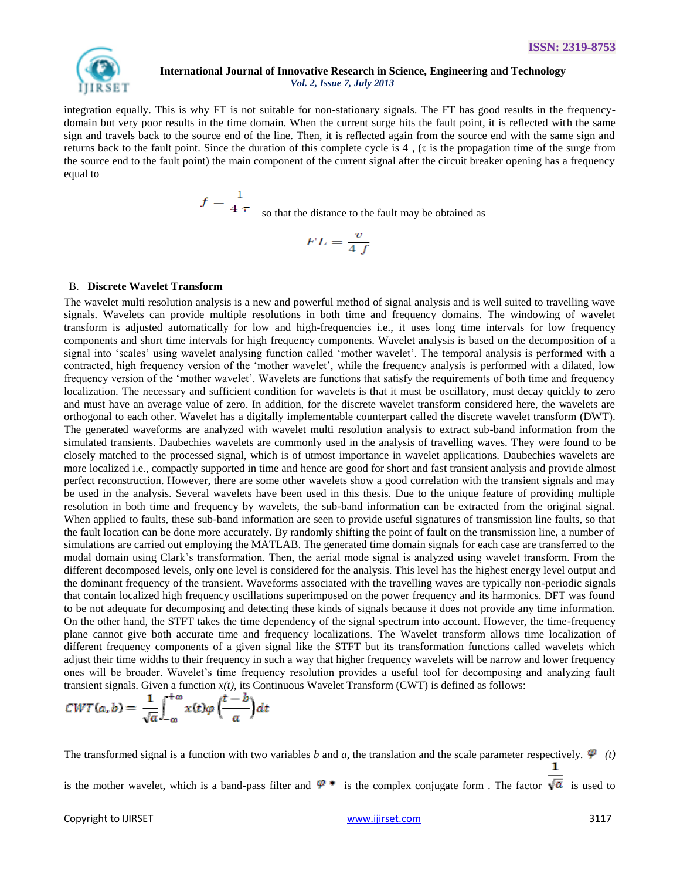integration equally. This is why FT is not suitable for non-stationary signals. The FT has good results in the frequency-domain but very poor results in the time domain. When the current surge hits the fault point, it is reflected with the same sign and travels back to the source end of the line. Then, it is reflected again from the source end with the same sign and returns back to the fault point. Since the duration of this complete cycle is 4 , (τ is the propagation time of the surge from the source end to the fault point) the main component of the current signal after the circuit breaker opening has a frequency equal to

$$f = \frac{1}{4\,\tau}$$

so that the distance to the fault may be obtained as

$$FL = \frac{v}{4\,f}$$

### B. Discrete Wavelet Transform

The wavelet multi resolution analysis is a new and powerful method of signal analysis and is well suited to travelling wave signals. Wavelets can provide multiple resolutions in both time and frequency domains. The windowing of wavelet transform is adjusted automatically for low and high-frequencies i.e., it uses long time intervals for low frequency components and short time intervals for high frequency components. Wavelet analysis is based on the decomposition of a signal into 'scales' using wavelet analysing function called 'mother wavelet'. The temporal analysis is performed with a contracted, high frequency version of the 'mother wavelet', while the frequency analysis is performed with a dilated, low frequency version of the 'mother wavelet'. Wavelets are functions that satisfy the requirements of both time and frequency localization. The necessary and sufficient condition for wavelets is that it must be oscillatory, must decay quickly to zero and must have an average value of zero. In addition, for the discrete wavelet transform considered here, the wavelets are orthogonal to each other. Wavelet has a digitally implementable counterpart called the discrete wavelet transform (DWT). The generated waveforms are analyzed with wavelet multi resolution analysis to extract sub-band information from the simulated transients. Daubechies wavelets are commonly used in the analysis of travelling waves. They were found to be closely matched to the processed signal, which is of utmost importance in wavelet applications. Daubechies wavelets are more localized i.e., compactly supported in time and hence are good for short and fast transient analysis and provide almost perfect reconstruction. However, there are some other wavelets show a good correlation with the transient signals and may be used in the analysis. Several wavelets have been used in this thesis. Due to the unique feature of providing multiple resolution in both time and frequency by wavelets, the sub-band information can be extracted from the original signal. When applied to faults, these sub-band information are seen to provide useful signatures of transmission line faults, so that the fault location can be done more accurately. By randomly shifting the point of fault on the transmission line, a number of simulations are carried out employing the MATLAB. The generated time domain signals for each case are transferred to the modal domain using Clark's transformation. Then, the aerial mode signal is analyzed using wavelet transform. From the different decomposed levels, only one level is considered for the analysis. This level has the highest energy level output and the dominant frequency of the transient. Waveforms associated with the travelling waves are typically non-periodic signals that contain localized high frequency oscillations superimposed on the power frequency and its harmonics. DFT was found to be not adequate for decomposing and detecting these kinds of signals because it does not provide any time information. On the other hand, the STFT takes the time dependency of the signal spectrum into account. However, the time-frequency plane cannot give both accurate time and frequency localizations. The Wavelet transform allows time localization of different frequency components of a given signal like the STFT but its transformation functions called wavelets which adjust their time widths to their frequency in such a way that higher frequency wavelets will be narrow and lower frequency ones will be broader. Wavelet's time frequency resolution provides a useful tool for decomposing and analyzing fault transient signals. Given a function *x(t)*, its Continuous Wavelet Transform (CWT) is defined as follows:

$$CWT(a,b) = \frac{1}{\sqrt{a}}\int_{-\infty}^{+\infty} x(t)\varphi\left(\frac{t-b}{a}\right)dt$$

The transformed signal is a function with two variables *b* and *a*, the translation and the scale parameter respectively. $\varphi(t)$ is the mother wavelet, which is a band-pass filter and $\varphi^*$ is the complex conjugate form . The factor $\frac{1}{\sqrt{a}}$ is used to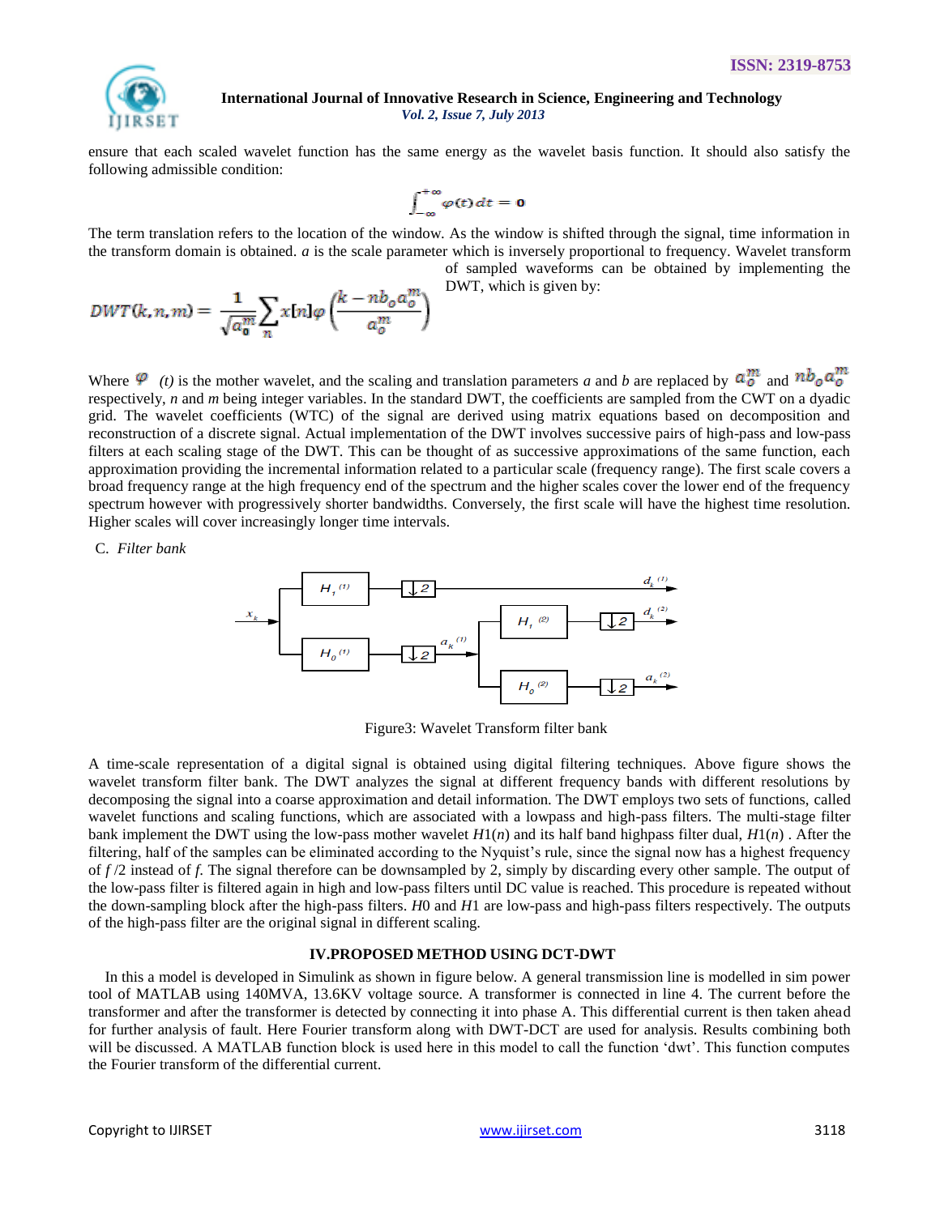ensure that each scaled wavelet function has the same energy as the wavelet basis function. It should also satisfy the following admissible condition:

$$\int_{-\infty}^{+\infty} \varphi(t)\,dt = 0$$

The term translation refers to the location of the window. As the window is shifted through the signal, time information in the transform domain is obtained. *a* is the scale parameter which is inversely proportional to frequency. Wavelet transform of sampled waveforms can be obtained by implementing the DWT, which is given by:

$$DWT(k,n,m) = \frac{1}{\sqrt{a_0^m}} \sum_n x[n]\varphi\left(\frac{k - nb_0 a_0^m}{a_0^m}\right)$$

Where $\varphi$ *(t)* is the mother wavelet, and the scaling and translation parameters *a* and *b* are replaced by $a_0^m$ and $nb_0a_0^m$ respectively, *n* and *m* being integer variables. In the standard DWT, the coefficients are sampled from the CWT on a dyadic grid. The wavelet coefficients (WTC) of the signal are derived using matrix equations based on decomposition and reconstruction of a discrete signal. Actual implementation of the DWT involves successive pairs of high-pass and low-pass filters at each scaling stage of the DWT. This can be thought of as successive approximations of the same function, each approximation providing the incremental information related to a particular scale (frequency range). The first scale covers a broad frequency range at the high frequency end of the spectrum and the higher scales cover the lower end of the frequency spectrum however with progressively shorter bandwidths. Conversely, the first scale will have the highest time resolution. Higher scales will cover increasingly longer time intervals.

### C. *Filter bank*

Figure3: Wavelet Transform filter bank

A time-scale representation of a digital signal is obtained using digital filtering techniques. Above figure shows the wavelet transform filter bank. The DWT analyzes the signal at different frequency bands with different resolutions by decomposing the signal into a coarse approximation and detail information. The DWT employs two sets of functions, called wavelet functions and scaling functions, which are associated with a lowpass and high-pass filters. The multi-stage filter bank implement the DWT using the low-pass mother wavelet *H*1(*n*) and its half band highpass filter dual, *H*1(*n*) . After the filtering, half of the samples can be eliminated according to the Nyquist's rule, since the signal now has a highest frequency of *f* /2 instead of *f*. The signal therefore can be downsampled by 2, simply by discarding every other sample. The output of the low-pass filter is filtered again in high and low-pass filters until DC value is reached. This procedure is repeated without the down-sampling block after the high-pass filters. *H*0 and *H*1 are low-pass and high-pass filters respectively. The outputs of the high-pass filter are the original signal in different scaling.

## IV.PROPOSED METHOD USING DCT-DWT

In this a model is developed in Simulink as shown in figure below. A general transmission line is modelled in sim power tool of MATLAB using 140MVA, 13.6KV voltage source. A transformer is connected in line 4. The current before the transformer and after the transformer is detected by connecting it into phase A. This differential current is then taken ahead for further analysis of fault. Here Fourier transform along with DWT-DCT are used for analysis. Results combining both will be discussed. A MATLAB function block is used here in this model to call the function 'dwt'. This function computes the Fourier transform of the differential current.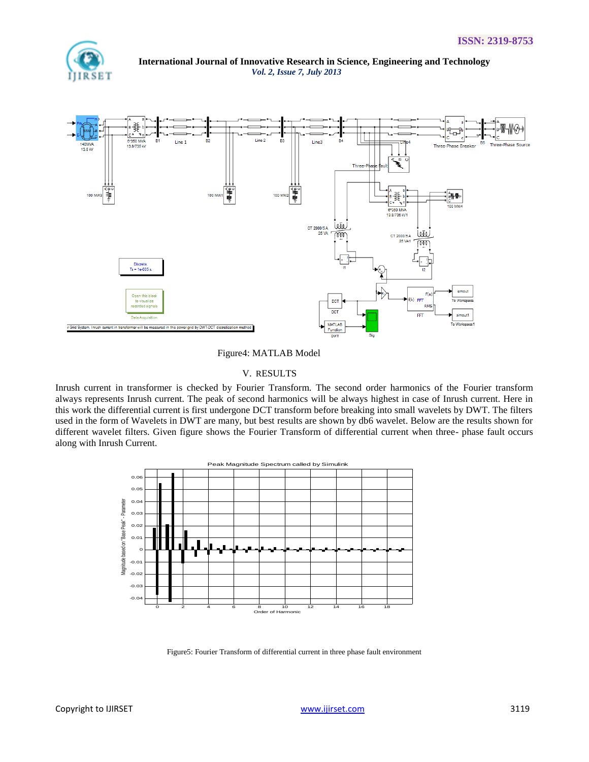Figure4: MATLAB Model

## V. RESULTS

Inrush current in transformer is checked by Fourier Transform. The second order harmonics of the Fourier transform always represents Inrush current. The peak of second harmonics will be always highest in case of Inrush current. Here in this work the differential current is first undergone DCT transform before breaking into small wavelets by DWT. The filters used in the form of Wavelets in DWT are many, but best results are shown by db6 wavelet. Below are the results shown for different wavelet filters. Given figure shows the Fourier Transform of differential current when three- phase fault occurs along with Inrush Current.

Figure5: Fourier Transform of differential current in three phase fault environment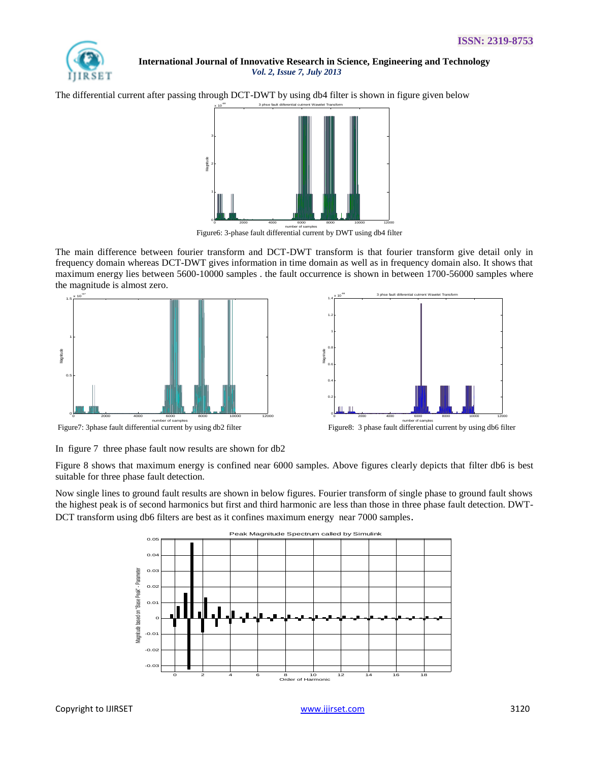The differential current after passing through DCT-DWT by using db4 filter is shown in figure given below

Figure6: 3-phase fault differential current by DWT using db4 filter

The main difference between fourier transform and DCT-DWT transform is that fourier transform give detail only in frequency domain whereas DCT-DWT gives information in time domain as well as in frequency domain also. It shows that maximum energy lies between 5600-10000 samples . the fault occurrence is shown in between 1700-56000 samples where the magnitude is almost zero.

Figure7: 3phase fault differential current by using db2 filter

Figure8: 3 phase fault differential current by using db6 filter

In figure 7 three phase fault now results are shown for db2

Figure 8 shows that maximum energy is confined near 6000 samples. Above figures clearly depicts that filter db6 is best suitable for three phase fault detection.

Now single lines to ground fault results are shown in below figures. Fourier transform of single phase to ground fault shows the highest peak is of second harmonics but first and third harmonic are less than those in three phase fault detection. DWT-DCT transform using db6 filters are best as it confines maximum energy near 7000 samples.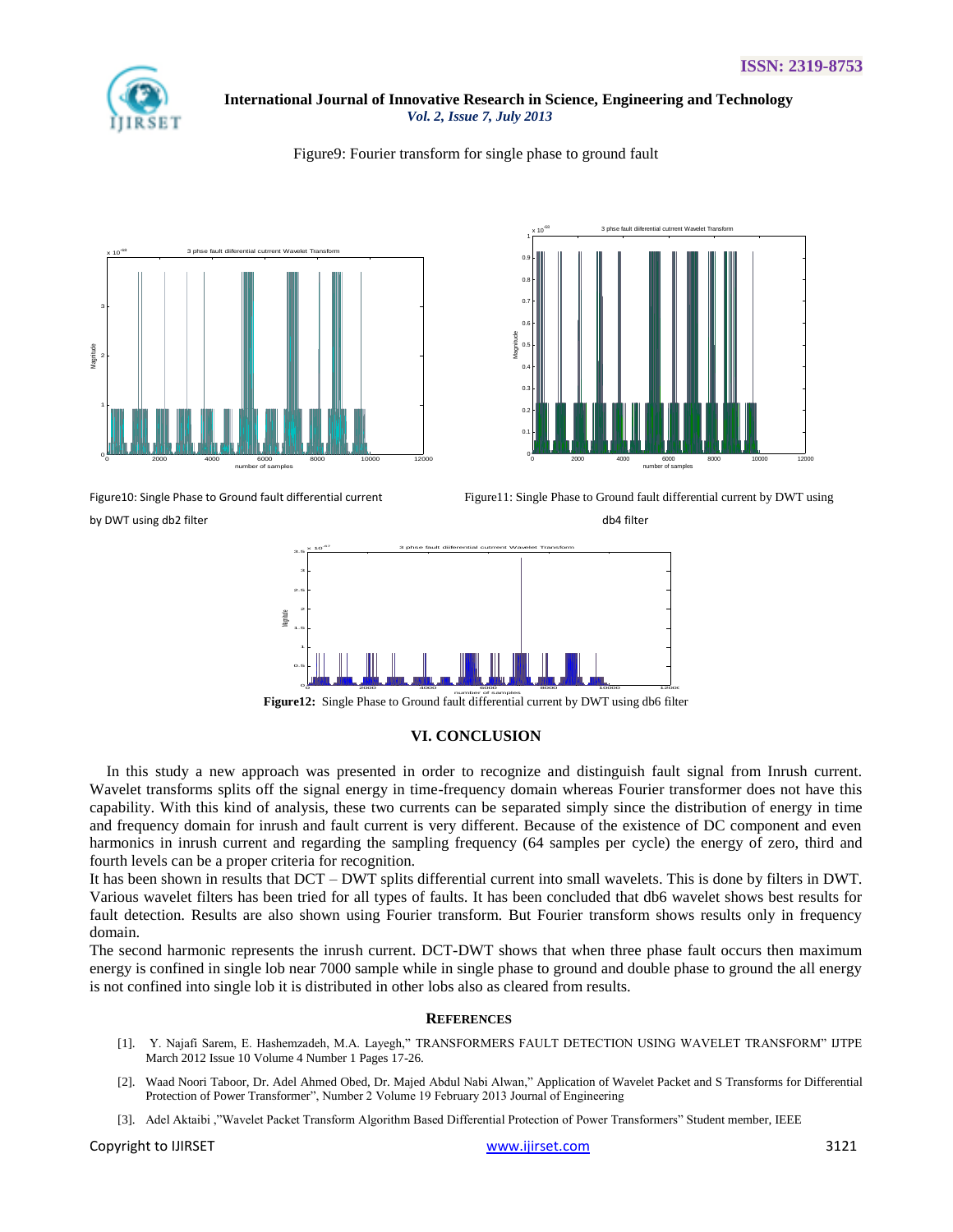Figure9: Fourier transform for single phase to ground fault

Figure10: Single Phase to Ground fault differential current by DWT using db2 filter

Figure11: Single Phase to Ground fault differential current by DWT using db4 filter

**Figure12:** Single Phase to Ground fault differential current by DWT using db6 filter

## VI. CONCLUSION

In this study a new approach was presented in order to recognize and distinguish fault signal from Inrush current. Wavelet transforms splits off the signal energy in time-frequency domain whereas Fourier transformer does not have this capability. With this kind of analysis, these two currents can be separated simply since the distribution of energy in time and frequency domain for inrush and fault current is very different. Because of the existence of DC component and even harmonics in inrush current and regarding the sampling frequency (64 samples per cycle) the energy of zero, third and fourth levels can be a proper criteria for recognition.

It has been shown in results that DCT – DWT splits differential current into small wavelets. This is done by filters in DWT. Various wavelet filters has been tried for all types of faults. It has been concluded that db6 wavelet shows best results for fault detection. Results are also shown using Fourier transform. But Fourier transform shows results only in frequency domain.

The second harmonic represents the inrush current. DCT-DWT shows that when three phase fault occurs then maximum energy is confined in single lob near 7000 sample while in single phase to ground and double phase to ground the all energy is not confined into single lob it is distributed in other lobs also as cleared from results.

### REFERENCES

[1]. Y. Najafi Sarem, E. Hashemzadeh, M.A. Layegh," TRANSFORMERS FAULT DETECTION USING WAVELET TRANSFORM" IJTPE March 2012 Issue 10 Volume 4 Number 1 Pages 17-26.

[2]. Waad Noori Taboor, Dr. Adel Ahmed Obed, Dr. Majed Abdul Nabi Alwan," Application of Wavelet Packet and S Transforms for Differential Protection of Power Transformer", Number 2 Volume 19 February 2013 Journal of Engineering

[3]. Adel Aktaibi ,"Wavelet Packet Transform Algorithm Based Differential Protection of Power Transformers" Student member, IEEE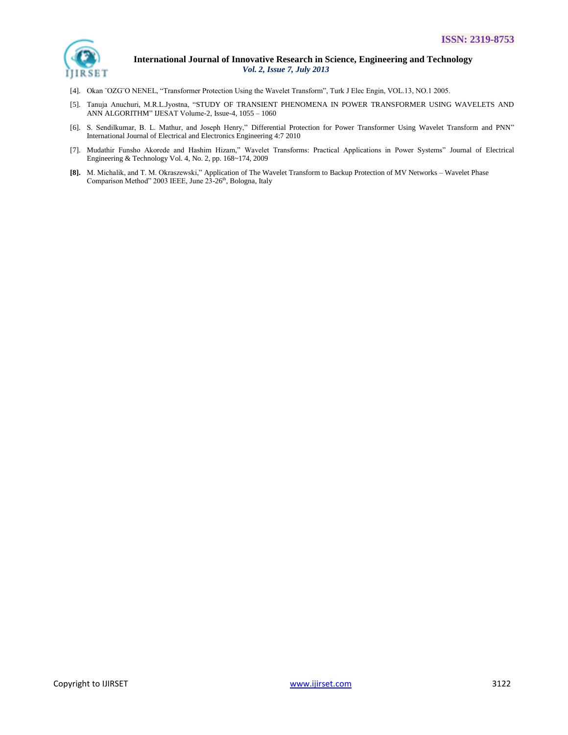[4]. Okan ¨OZG¨O NENEL, “Transformer Protection Using the Wavelet Transform”, Turk J Elec Engin, VOL.13, NO.1 2005.

[5]. Tanuja Anuchuri, M.R.L.Jyostna, “STUDY OF TRANSIENT PHENOMENA IN POWER TRANSFORMER USING WAVELETS AND ANN ALGORITHM” IJESAT Volume-2, Issue-4, 1055 – 1060

[6]. S. Sendilkumar, B. L. Mathur, and Joseph Henry,” Differential Protection for Power Transformer Using Wavelet Transform and PNN” International Journal of Electrical and Electronics Engineering 4:7 2010

[7]. Mudathir Funsho Akorede and Hashim Hizam,” Wavelet Transforms: Practical Applications in Power Systems” Journal of Electrical Engineering & Technology Vol. 4, No. 2, pp. 168~174, 2009

**[8].** M. Michalik, and T. M. Okraszewski,” Application of The Wavelet Transform to Backup Protection of MV Networks – Wavelet Phase Comparison Method” 2003 IEEE, June 23-26th, Bologna, Italy